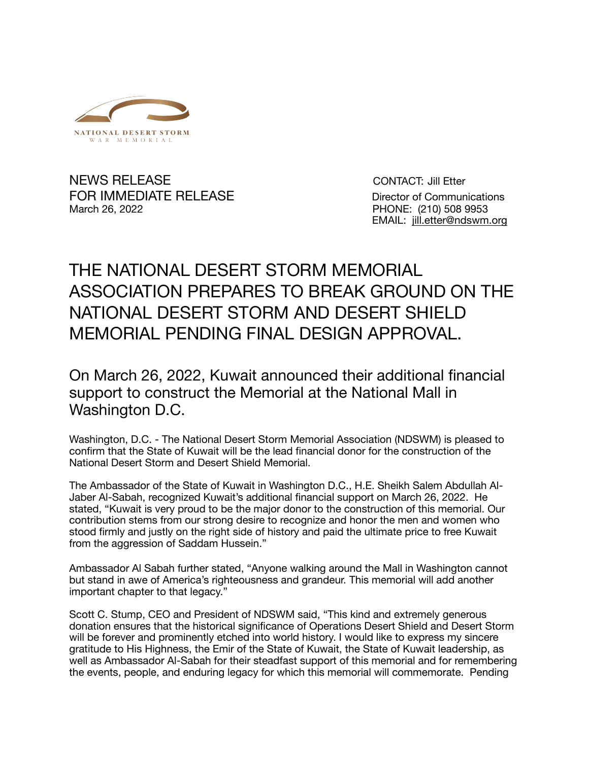NATIONAL DESERT STORM
WAR MEMORIAL

NEWS RELEASE
FOR IMMEDIATE RELEASE
March 26, 2022

CONTACT: Jill Etter
Director of Communications
PHONE: (210) 508 9953
EMAIL: jill.etter@ndswm.org

# THE NATIONAL DESERT STORM MEMORIAL ASSOCIATION PREPARES TO BREAK GROUND ON THE NATIONAL DESERT STORM AND DESERT SHIELD MEMORIAL PENDING FINAL DESIGN APPROVAL.

## On March 26, 2022, Kuwait announced their additional financial support to construct the Memorial at the National Mall in Washington D.C.

Washington, D.C. - The National Desert Storm Memorial Association (NDSWM) is pleased to confirm that the State of Kuwait will be the lead financial donor for the construction of the National Desert Storm and Desert Shield Memorial.

The Ambassador of the State of Kuwait in Washington D.C., H.E. Sheikh Salem Abdullah Al-Jaber Al-Sabah, recognized Kuwait's additional financial support on March 26, 2022. He stated, "Kuwait is very proud to be the major donor to the construction of this memorial. Our contribution stems from our strong desire to recognize and honor the men and women who stood firmly and justly on the right side of history and paid the ultimate price to free Kuwait from the aggression of Saddam Hussein."

Ambassador Al Sabah further stated, "Anyone walking around the Mall in Washington cannot but stand in awe of America's righteousness and grandeur. This memorial will add another important chapter to that legacy."

Scott C. Stump, CEO and President of NDSWM said, "This kind and extremely generous donation ensures that the historical significance of Operations Desert Shield and Desert Storm will be forever and prominently etched into world history. I would like to express my sincere gratitude to His Highness, the Emir of the State of Kuwait, the State of Kuwait leadership, as well as Ambassador Al-Sabah for their steadfast support of this memorial and for remembering the events, people, and enduring legacy for which this memorial will commemorate. Pending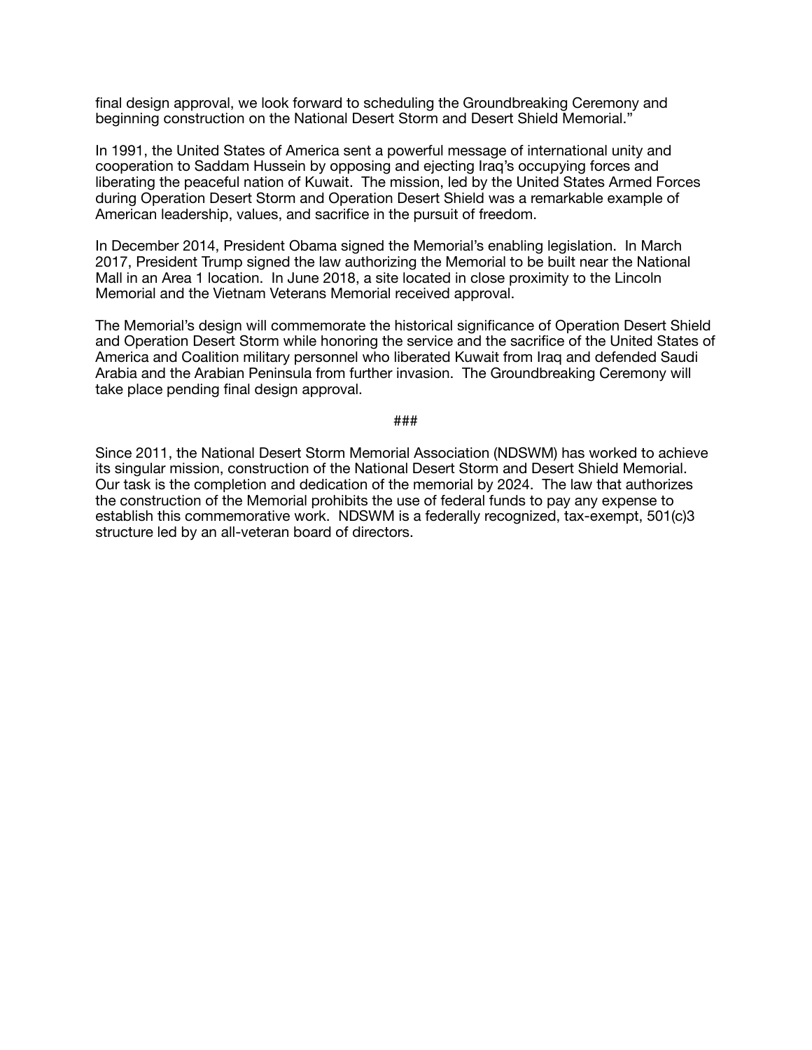final design approval, we look forward to scheduling the Groundbreaking Ceremony and beginning construction on the National Desert Storm and Desert Shield Memorial."

In 1991, the United States of America sent a powerful message of international unity and cooperation to Saddam Hussein by opposing and ejecting Iraq's occupying forces and liberating the peaceful nation of Kuwait. The mission, led by the United States Armed Forces during Operation Desert Storm and Operation Desert Shield was a remarkable example of American leadership, values, and sacrifice in the pursuit of freedom.

In December 2014, President Obama signed the Memorial's enabling legislation. In March 2017, President Trump signed the law authorizing the Memorial to be built near the National Mall in an Area 1 location. In June 2018, a site located in close proximity to the Lincoln Memorial and the Vietnam Veterans Memorial received approval.

The Memorial's design will commemorate the historical significance of Operation Desert Shield and Operation Desert Storm while honoring the service and the sacrifice of the United States of America and Coalition military personnel who liberated Kuwait from Iraq and defended Saudi Arabia and the Arabian Peninsula from further invasion. The Groundbreaking Ceremony will take place pending final design approval.

###

Since 2011, the National Desert Storm Memorial Association (NDSWM) has worked to achieve its singular mission, construction of the National Desert Storm and Desert Shield Memorial. Our task is the completion and dedication of the memorial by 2024. The law that authorizes the construction of the Memorial prohibits the use of federal funds to pay any expense to establish this commemorative work. NDSWM is a federally recognized, tax-exempt, 501(c)3 structure led by an all-veteran board of directors.